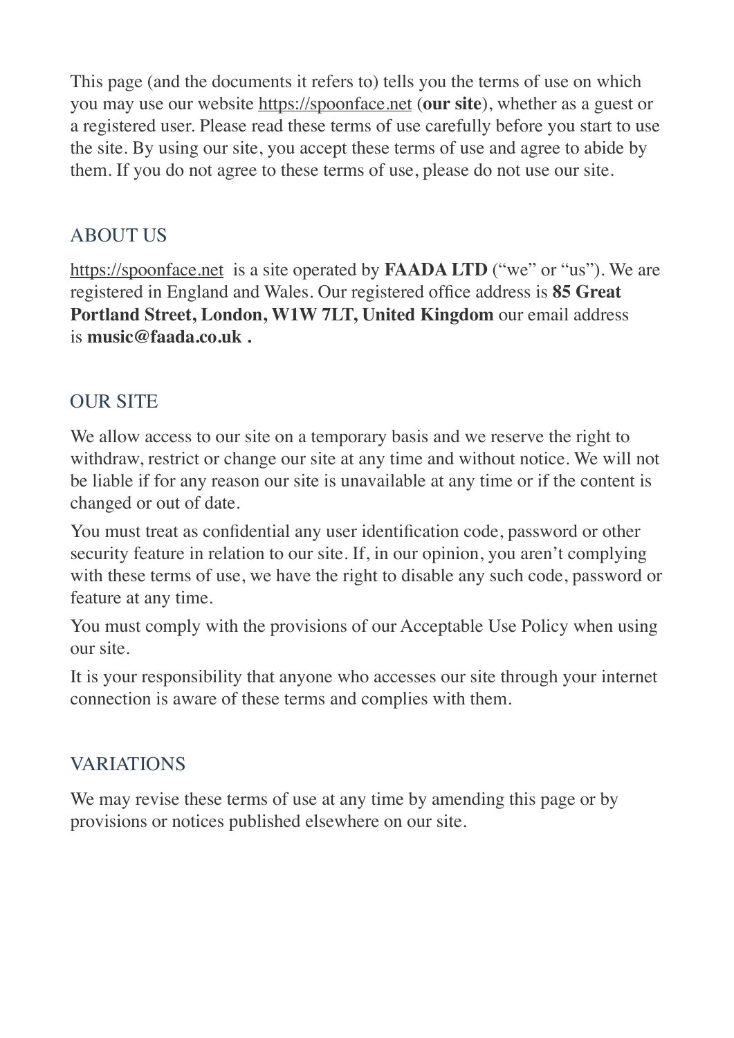This page (and the documents it refers to) tells you the terms of use on which you may use our website [https://spoonface.net](https://spoonface.net) (**our site**), whether as a guest or a registered user. Please read these terms of use carefully before you start to use the site. By using our site, you accept these terms of use and agree to abide by them. If you do not agree to these terms of use, please do not use our site.

## ABOUT US

[https://spoonface.net](https://spoonface.net) is a site operated by **FAADA LTD** ("we" or "us"). We are registered in England and Wales. Our registered office address is **85 Great Portland Street, London, W1W 7LT, United Kingdom** our email address is **music@faada.co.uk .**

## OUR SITE

We allow access to our site on a temporary basis and we reserve the right to withdraw, restrict or change our site at any time and without notice. We will not be liable if for any reason our site is unavailable at any time or if the content is changed or out of date.

You must treat as confidential any user identification code, password or other security feature in relation to our site. If, in our opinion, you aren't complying with these terms of use, we have the right to disable any such code, password or feature at any time.

You must comply with the provisions of our Acceptable Use Policy when using our site.

It is your responsibility that anyone who accesses our site through your internet connection is aware of these terms and complies with them.

## VARIATIONS

We may revise these terms of use at any time by amending this page or by provisions or notices published elsewhere on our site.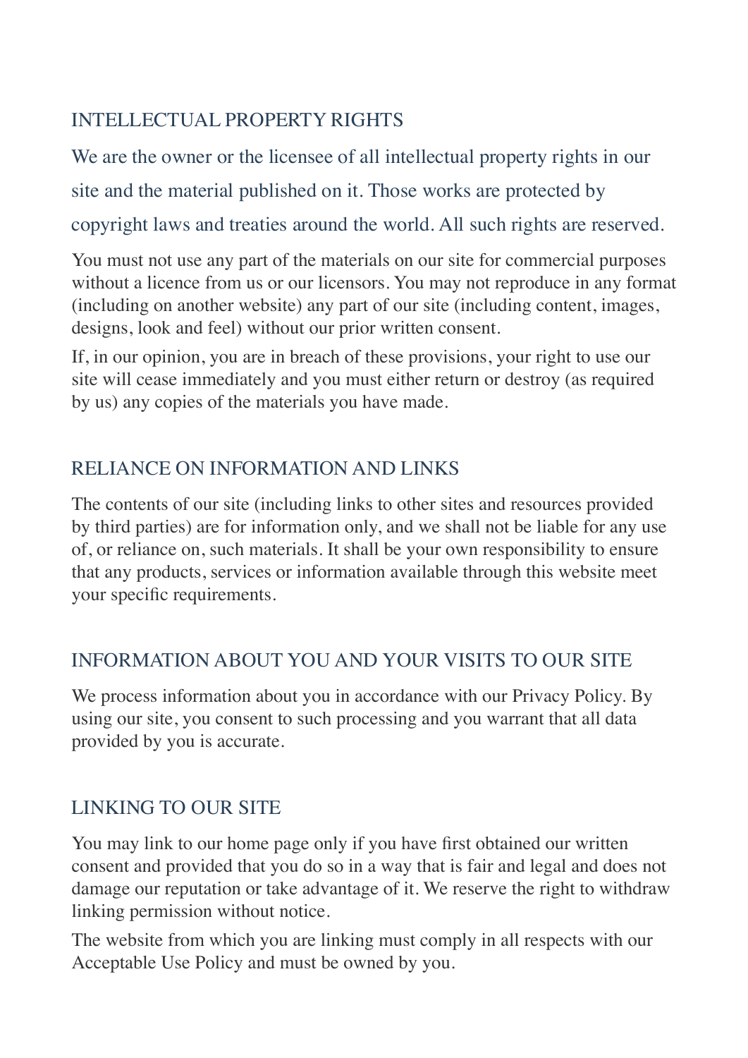## INTELLECTUAL PROPERTY RIGHTS

We are the owner or the licensee of all intellectual property rights in our site and the material published on it. Those works are protected by copyright laws and treaties around the world. All such rights are reserved.

You must not use any part of the materials on our site for commercial purposes without a licence from us or our licensors. You may not reproduce in any format (including on another website) any part of our site (including content, images, designs, look and feel) without our prior written consent.

If, in our opinion, you are in breach of these provisions, your right to use our site will cease immediately and you must either return or destroy (as required by us) any copies of the materials you have made.

## RELIANCE ON INFORMATION AND LINKS

The contents of our site (including links to other sites and resources provided by third parties) are for information only, and we shall not be liable for any use of, or reliance on, such materials. It shall be your own responsibility to ensure that any products, services or information available through this website meet your specific requirements.

## INFORMATION ABOUT YOU AND YOUR VISITS TO OUR SITE

We process information about you in accordance with our Privacy Policy. By using our site, you consent to such processing and you warrant that all data provided by you is accurate.

## LINKING TO OUR SITE

You may link to our home page only if you have first obtained our written consent and provided that you do so in a way that is fair and legal and does not damage our reputation or take advantage of it. We reserve the right to withdraw linking permission without notice.

The website from which you are linking must comply in all respects with our Acceptable Use Policy and must be owned by you.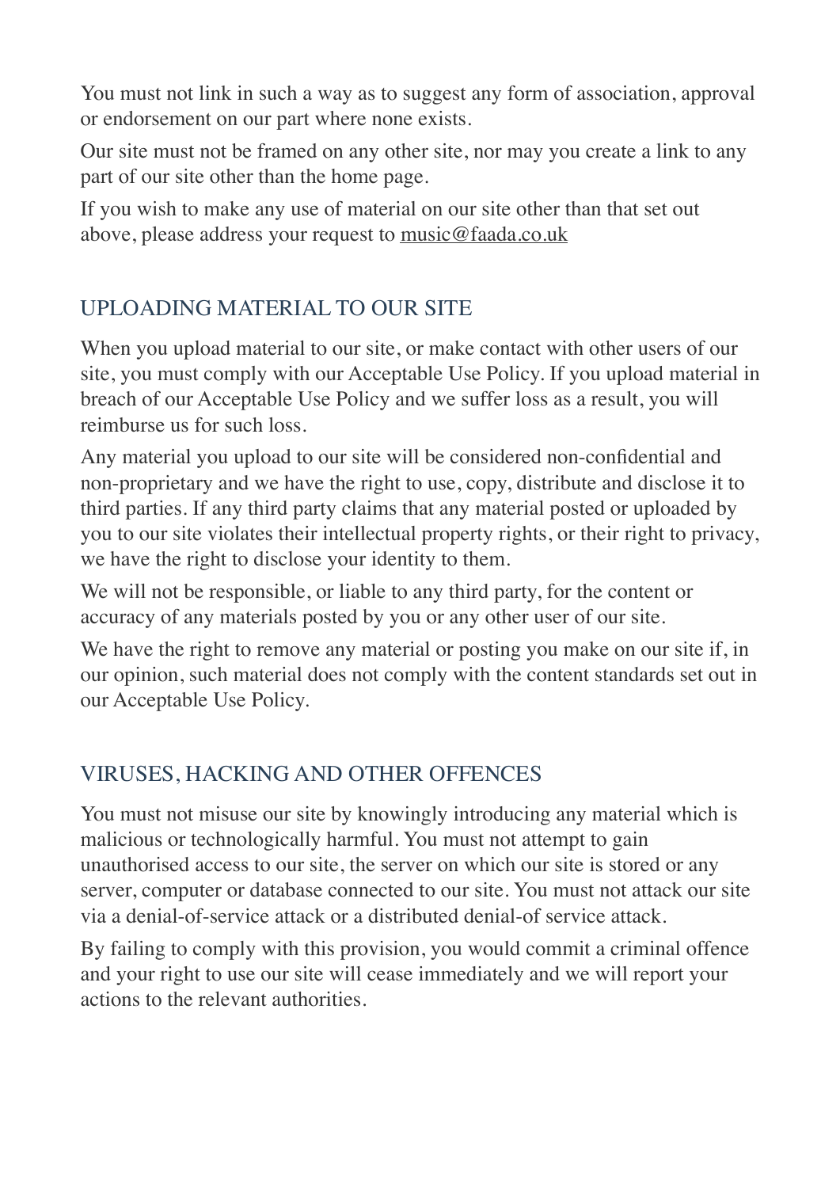You must not link in such a way as to suggest any form of association, approval or endorsement on our part where none exists.

Our site must not be framed on any other site, nor may you create a link to any part of our site other than the home page.

If you wish to make any use of material on our site other than that set out above, please address your request to music@faada.co.uk

## UPLOADING MATERIAL TO OUR SITE

When you upload material to our site, or make contact with other users of our site, you must comply with our Acceptable Use Policy. If you upload material in breach of our Acceptable Use Policy and we suffer loss as a result, you will reimburse us for such loss.

Any material you upload to our site will be considered non-confidential and non-proprietary and we have the right to use, copy, distribute and disclose it to third parties. If any third party claims that any material posted or uploaded by you to our site violates their intellectual property rights, or their right to privacy, we have the right to disclose your identity to them.

We will not be responsible, or liable to any third party, for the content or accuracy of any materials posted by you or any other user of our site.

We have the right to remove any material or posting you make on our site if, in our opinion, such material does not comply with the content standards set out in our Acceptable Use Policy.

## VIRUSES, HACKING AND OTHER OFFENCES

You must not misuse our site by knowingly introducing any material which is malicious or technologically harmful. You must not attempt to gain unauthorised access to our site, the server on which our site is stored or any server, computer or database connected to our site. You must not attack our site via a denial-of-service attack or a distributed denial-of service attack.

By failing to comply with this provision, you would commit a criminal offence and your right to use our site will cease immediately and we will report your actions to the relevant authorities.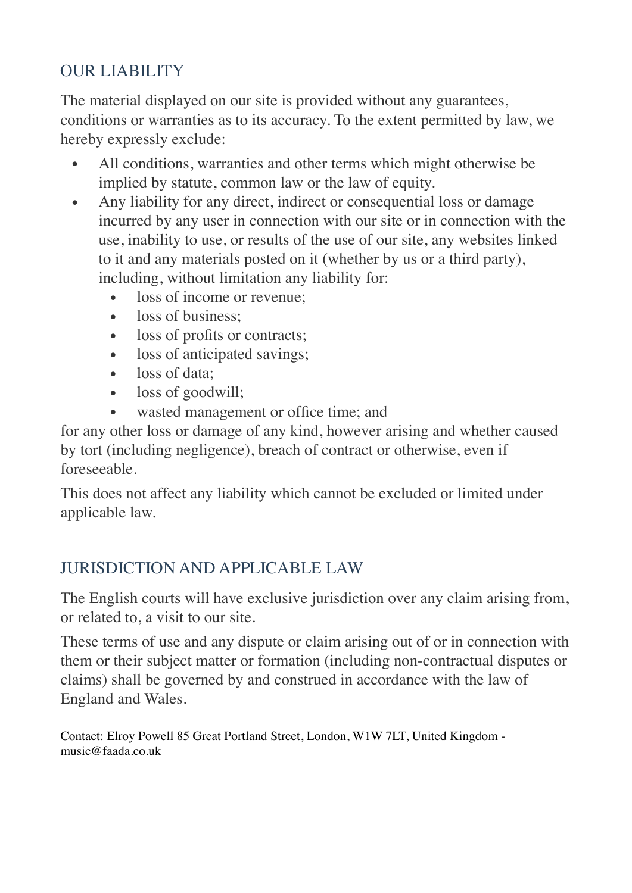## OUR LIABILITY

The material displayed on our site is provided without any guarantees, conditions or warranties as to its accuracy. To the extent permitted by law, we hereby expressly exclude:

- All conditions, warranties and other terms which might otherwise be implied by statute, common law or the law of equity.
- Any liability for any direct, indirect or consequential loss or damage incurred by any user in connection with our site or in connection with the use, inability to use, or results of the use of our site, any websites linked to it and any materials posted on it (whether by us or a third party), including, without limitation any liability for:
    - loss of income or revenue;
    - loss of business;
    - loss of profits or contracts;
    - loss of anticipated savings;
    - loss of data;
    - loss of goodwill;
    - wasted management or office time; and

for any other loss or damage of any kind, however arising and whether caused by tort (including negligence), breach of contract or otherwise, even if foreseeable.

This does not affect any liability which cannot be excluded or limited under applicable law.

## JURISDICTION AND APPLICABLE LAW

The English courts will have exclusive jurisdiction over any claim arising from, or related to, a visit to our site.

These terms of use and any dispute or claim arising out of or in connection with them or their subject matter or formation (including non-contractual disputes or claims) shall be governed by and construed in accordance with the law of England and Wales.

Contact: Elroy Powell 85 Great Portland Street, London, W1W 7LT, United Kingdom - music@faada.co.uk